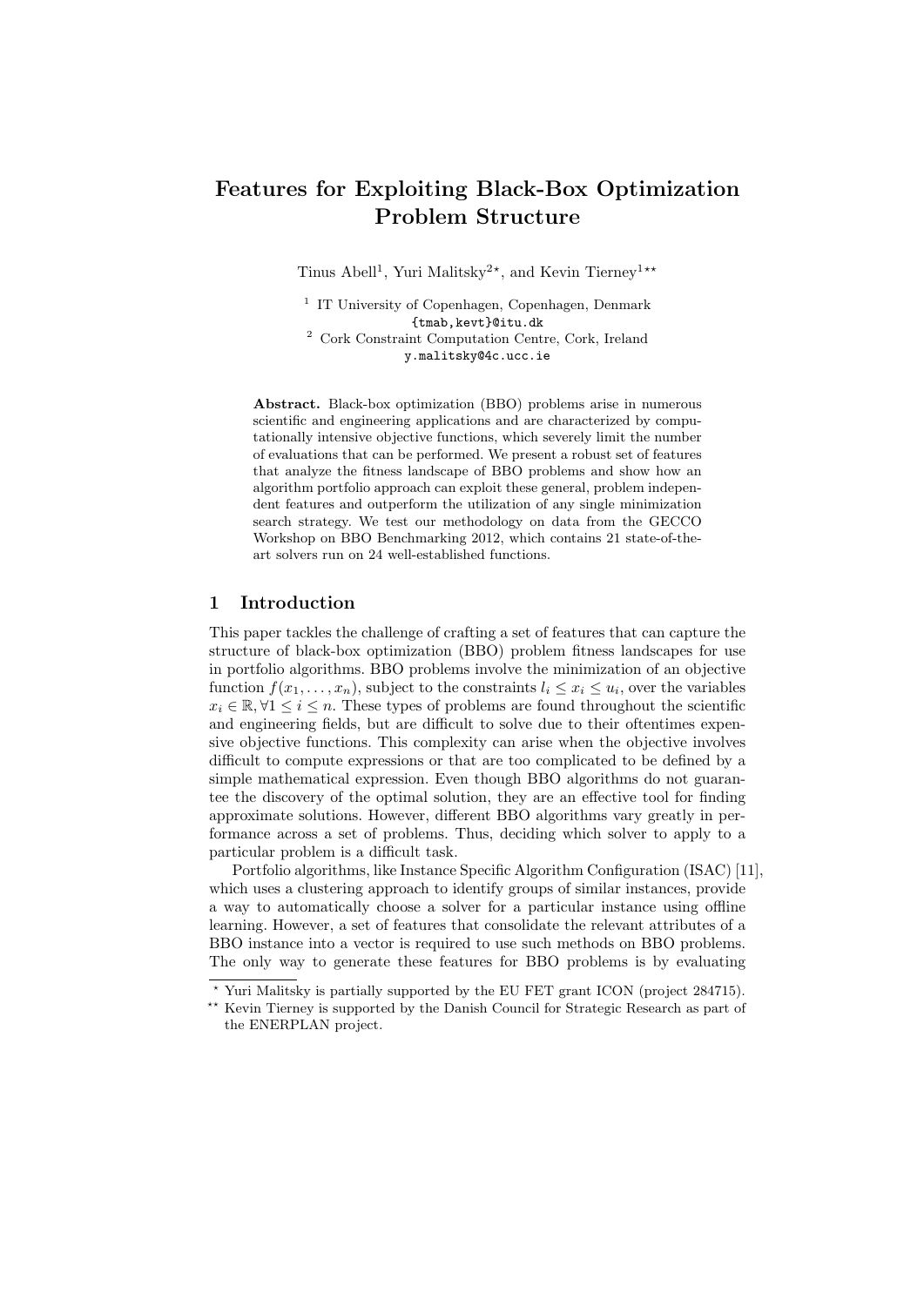# Features for Exploiting Black-Box Optimization Problem Structure

Tinus Abell[1], Yuri Malitsky[2*], and Kevin Tierney[1**]

[1] IT University of Copenhagen, Copenhagen, Denmark
{tmab,kevt}@itu.dk
[2] Cork Constraint Computation Centre, Cork, Ireland
y.malitsky@4c.ucc.ie

**Abstract.** Black-box optimization (BBO) problems arise in numerous scientific and engineering applications and are characterized by computationally intensive objective functions, which severely limit the number of evaluations that can be performed. We present a robust set of features that analyze the fitness landscape of BBO problems and show how an algorithm portfolio approach can exploit these general, problem independent features and outperform the utilization of any single minimization search strategy. We test our methodology on data from the GECCO Workshop on BBO Benchmarking 2012, which contains 21 state-of-the-art solvers run on 24 well-established functions.

## 1 Introduction

This paper tackles the challenge of crafting a set of features that can capture the structure of black-box optimization (BBO) problem fitness landscapes for use in portfolio algorithms. BBO problems involve the minimization of an objective function $f(x_1, \ldots, x_n)$, subject to the constraints $l_i \leq x_i \leq u_i$, over the variables $x_i \in \mathbb{R}, \forall 1 \leq i \leq n$. These types of problems are found throughout the scientific and engineering fields, but are difficult to solve due to their oftentimes expensive objective functions. This complexity can arise when the objective involves difficult to compute expressions or that are too complicated to be defined by a simple mathematical expression. Even though BBO algorithms do not guarantee the discovery of the optimal solution, they are an effective tool for finding approximate solutions. However, different BBO algorithms vary greatly in performance across a set of problems. Thus, deciding which solver to apply to a particular problem is a difficult task.

Portfolio algorithms, like Instance Specific Algorithm Configuration (ISAC) [11], which uses a clustering approach to identify groups of similar instances, provide a way to automatically choose a solver for a particular instance using offline learning. However, a set of features that consolidate the relevant attributes of a BBO instance into a vector is required to use such methods on BBO problems. The only way to generate these features for BBO problems is by evaluating

* Yuri Malitsky is partially supported by the EU FET grant ICON (project 284715).

** Kevin Tierney is supported by the Danish Council for Strategic Research as part of the ENERPLAN project.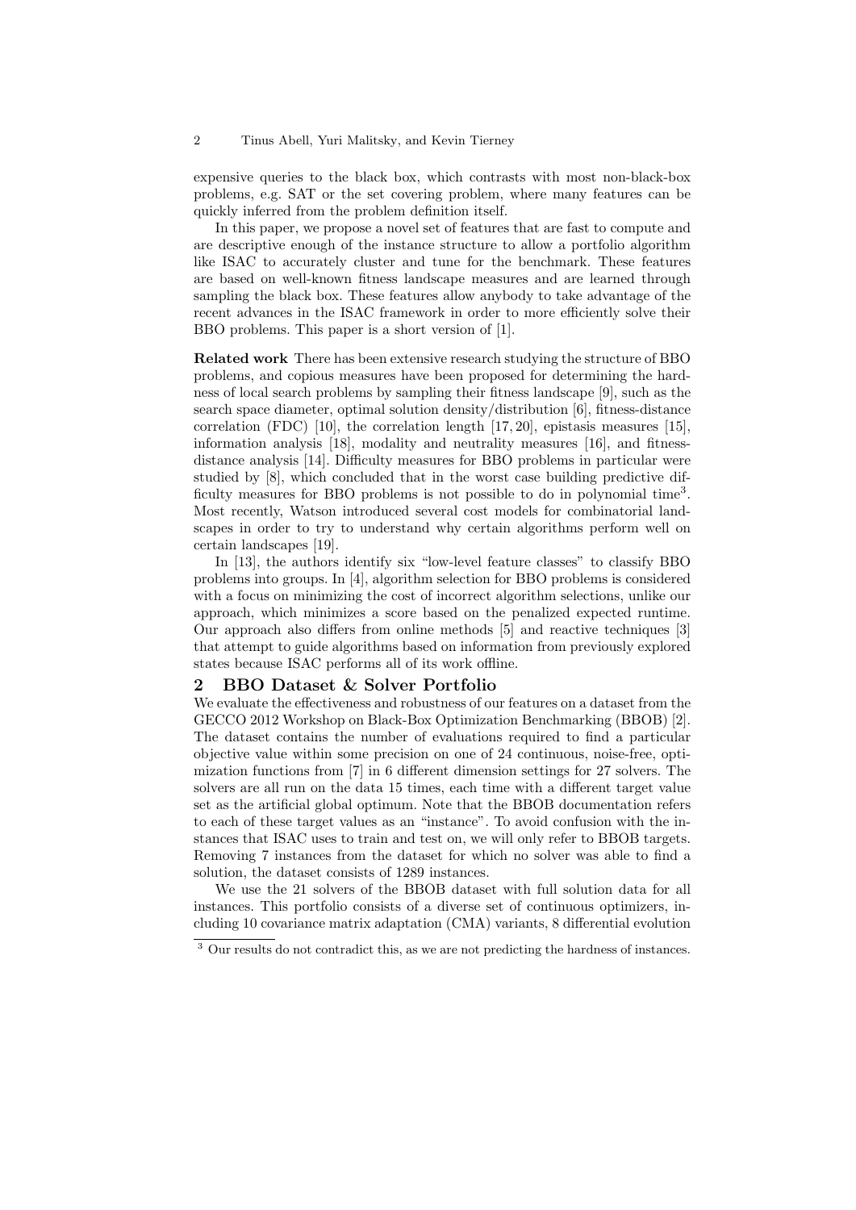expensive queries to the black box, which contrasts with most non-black-box problems, e.g. SAT or the set covering problem, where many features can be quickly inferred from the problem definition itself.

In this paper, we propose a novel set of features that are fast to compute and are descriptive enough of the instance structure to allow a portfolio algorithm like ISAC to accurately cluster and tune for the benchmark. These features are based on well-known fitness landscape measures and are learned through sampling the black box. These features allow anybody to take advantage of the recent advances in the ISAC framework in order to more efficiently solve their BBO problems. This paper is a short version of [1].

**Related work** There has been extensive research studying the structure of BBO problems, and copious measures have been proposed for determining the hardness of local search problems by sampling their fitness landscape [9], such as the search space diameter, optimal solution density/distribution [6], fitness-distance correlation (FDC) [10], the correlation length [17, 20], epistasis measures [15], information analysis [18], modality and neutrality measures [16], and fitness-distance analysis [14]. Difficulty measures for BBO problems in particular were studied by [8], which concluded that in the worst case building predictive difficulty measures for BBO problems is not possible to do in polynomial time[3]. Most recently, Watson introduced several cost models for combinatorial landscapes in order to try to understand why certain algorithms perform well on certain landscapes [19].

In [13], the authors identify six "low-level feature classes" to classify BBO problems into groups. In [4], algorithm selection for BBO problems is considered with a focus on minimizing the cost of incorrect algorithm selections, unlike our approach, which minimizes a score based on the penalized expected runtime. Our approach also differs from online methods [5] and reactive techniques [3] that attempt to guide algorithms based on information from previously explored states because ISAC performs all of its work offline.

## 2 BBO Dataset & Solver Portfolio

We evaluate the effectiveness and robustness of our features on a dataset from the GECCO 2012 Workshop on Black-Box Optimization Benchmarking (BBOB) [2]. The dataset contains the number of evaluations required to find a particular objective value within some precision on one of 24 continuous, noise-free, optimization functions from [7] in 6 different dimension settings for 27 solvers. The solvers are all run on the data 15 times, each time with a different target value set as the artificial global optimum. Note that the BBOB documentation refers to each of these target values as an "instance". To avoid confusion with the instances that ISAC uses to train and test on, we will only refer to BBOB targets. Removing 7 instances from the dataset for which no solver was able to find a solution, the dataset consists of 1289 instances.

We use the 21 solvers of the BBOB dataset with full solution data for all instances. This portfolio consists of a diverse set of continuous optimizers, including 10 covariance matrix adaptation (CMA) variants, 8 differential evolution

[3] Our results do not contradict this, as we are not predicting the hardness of instances.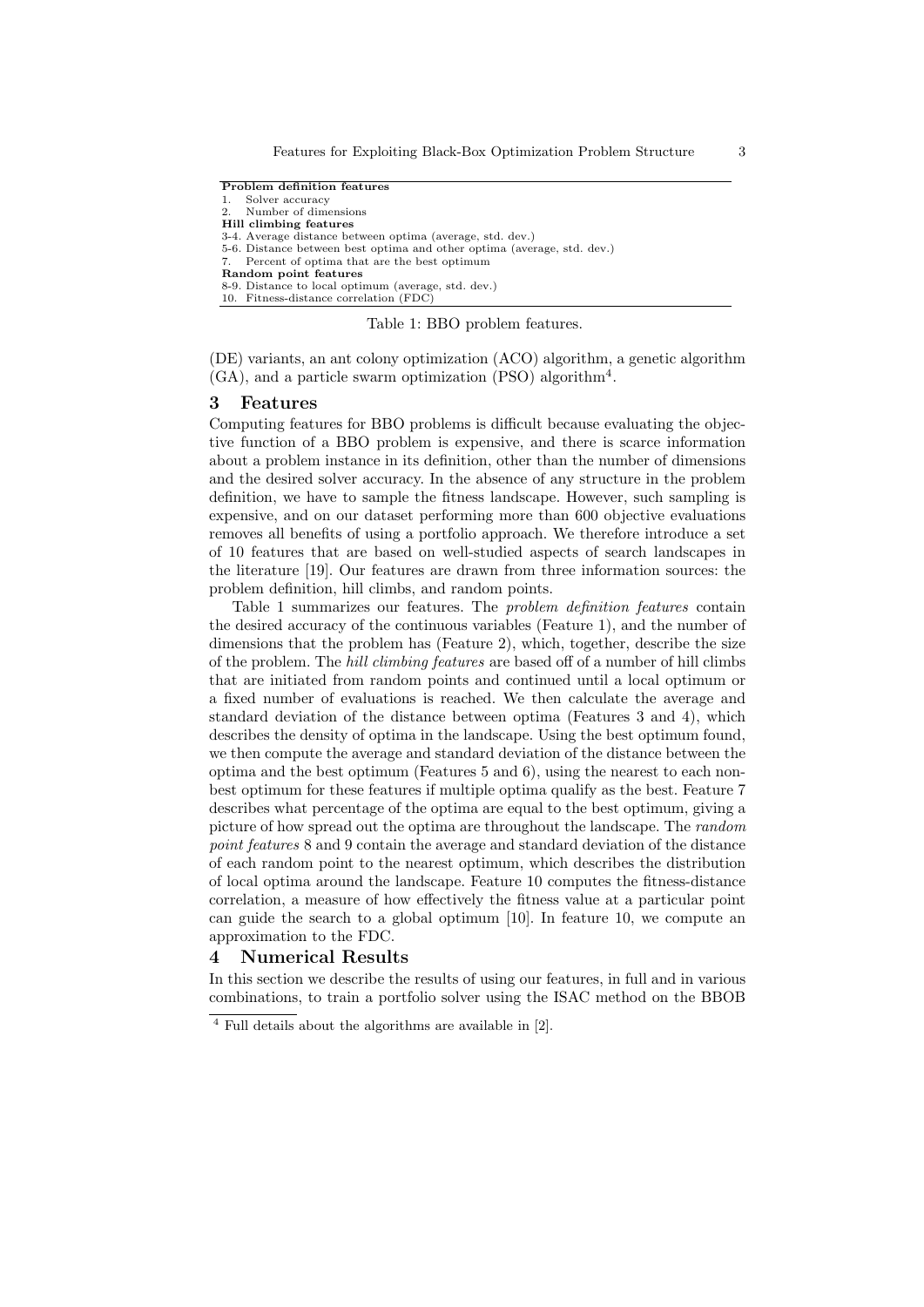| **Problem definition features** |
|---|
| 1. Solver accuracy |
| 2. Number of dimensions |
| **Hill climbing features** |
| 3-4. Average distance between optima (average, std. dev.) |
| 5-6. Distance between best optima and other optima (average, std. dev.) |
| 7. Percent of optima that are the best optimum |
| **Random point features** |
| 8-9. Distance to local optimum (average, std. dev.) |
| 10. Fitness-distance correlation (FDC) |

Table 1: BBO problem features.

(DE) variants, an ant colony optimization (ACO) algorithm, a genetic algorithm (GA), and a particle swarm optimization (PSO) algorithm[4].

## 3 Features

Computing features for BBO problems is difficult because evaluating the objective function of a BBO problem is expensive, and there is scarce information about a problem instance in its definition, other than the number of dimensions and the desired solver accuracy. In the absence of any structure in the problem definition, we have to sample the fitness landscape. However, such sampling is expensive, and on our dataset performing more than 600 objective evaluations removes all benefits of using a portfolio approach. We therefore introduce a set of 10 features that are based on well-studied aspects of search landscapes in the literature [19]. Our features are drawn from three information sources: the problem definition, hill climbs, and random points.

Table 1 summarizes our features. The *problem definition features* contain the desired accuracy of the continuous variables (Feature 1), and the number of dimensions that the problem has (Feature 2), which, together, describe the size of the problem. The *hill climbing features* are based off of a number of hill climbs that are initiated from random points and continued until a local optimum or a fixed number of evaluations is reached. We then calculate the average and standard deviation of the distance between optima (Features 3 and 4), which describes the density of optima in the landscape. Using the best optimum found, we then compute the average and standard deviation of the distance between the optima and the best optimum (Features 5 and 6), using the nearest to each non-best optimum for these features if multiple optima qualify as the best. Feature 7 describes what percentage of the optima are equal to the best optimum, giving a picture of how spread out the optima are throughout the landscape. The *random point features* 8 and 9 contain the average and standard deviation of the distance of each random point to the nearest optimum, which describes the distribution of local optima around the landscape. Feature 10 computes the fitness-distance correlation, a measure of how effectively the fitness value at a particular point can guide the search to a global optimum [10]. In feature 10, we compute an approximation to the FDC.

## 4 Numerical Results

In this section we describe the results of using our features, in full and in various combinations, to train a portfolio solver using the ISAC method on the BBOB

[4] Full details about the algorithms are available in [2].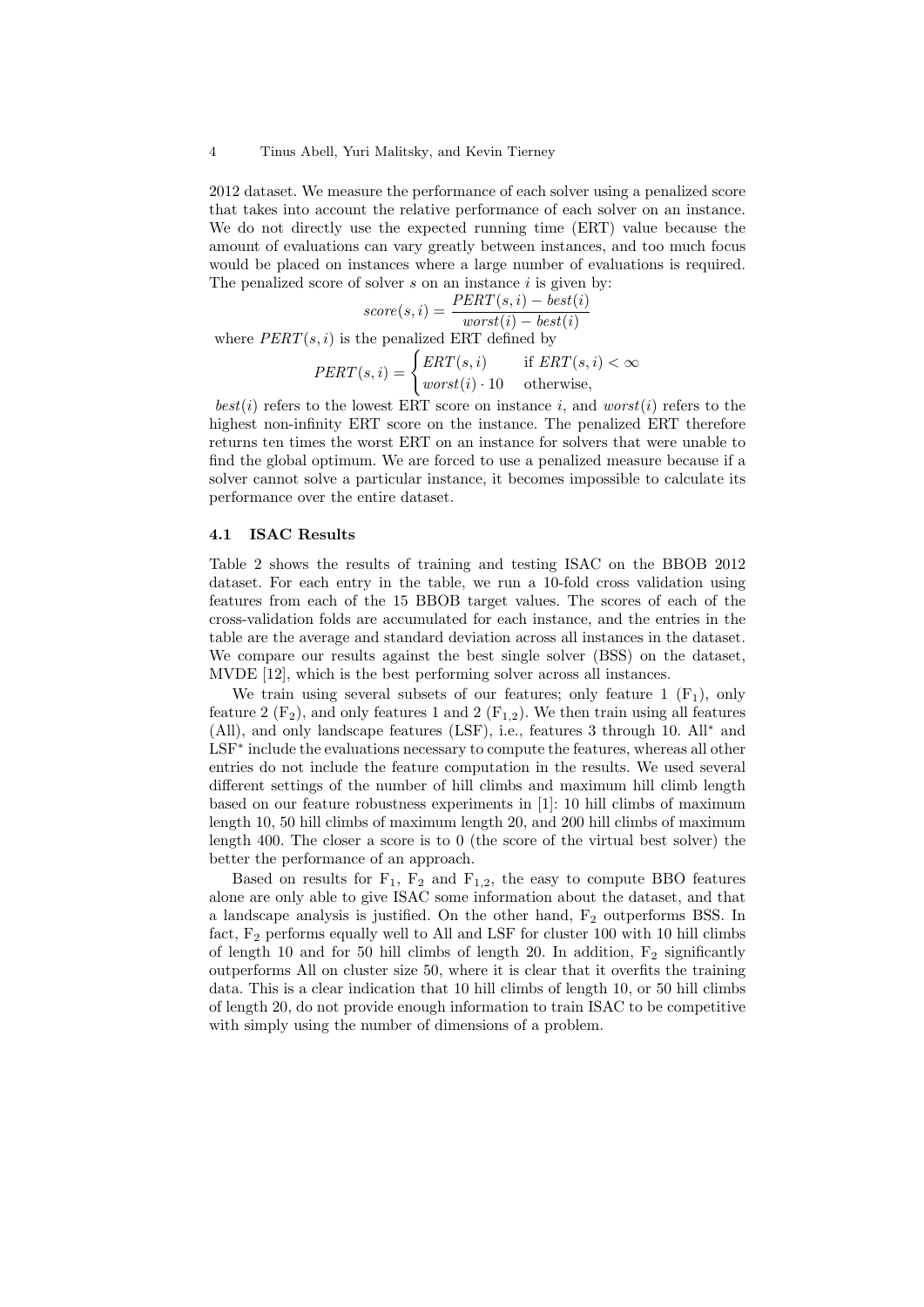2012 dataset. We measure the performance of each solver using a penalized score that takes into account the relative performance of each solver on an instance. We do not directly use the expected running time (ERT) value because the amount of evaluations can vary greatly between instances, and too much focus would be placed on instances where a large number of evaluations is required. The penalized score of solver $s$ on an instance $i$ is given by:

$$score(s,i) = \frac{PERT(s,i) - best(i)}{worst(i) - best(i)}$$

where $PERT(s,i)$ is the penalized ERT defined by

$$PERT(s,i) = \begin{cases} ERT(s,i) & \text{if } ERT(s,i) < \infty \\ worst(i) \cdot 10 & \text{otherwise,} \end{cases}$$

$best(i)$ refers to the lowest ERT score on instance $i$, and $worst(i)$ refers to the highest non-infinity ERT score on the instance. The penalized ERT therefore returns ten times the worst ERT on an instance for solvers that were unable to find the global optimum. We are forced to use a penalized measure because if a solver cannot solve a particular instance, it becomes impossible to calculate its performance over the entire dataset.

### 4.1 ISAC Results

Table 2 shows the results of training and testing ISAC on the BBOB 2012 dataset. For each entry in the table, we run a 10-fold cross validation using features from each of the 15 BBOB target values. The scores of each of the cross-validation folds are accumulated for each instance, and the entries in the table are the average and standard deviation across all instances in the dataset. We compare our results against the best single solver (BSS) on the dataset, MVDE [12], which is the best performing solver across all instances.

We train using several subsets of our features; only feature 1 ($F_1$), only feature 2 ($F_2$), and only features 1 and 2 ($F_{1,2}$). We then train using all features (All), and only landscape features (LSF), i.e., features 3 through 10. All$^*$ and LSF$^*$ include the evaluations necessary to compute the features, whereas all other entries do not include the feature computation in the results. We used several different settings of the number of hill climbs and maximum hill climb length based on our feature robustness experiments in [1]: 10 hill climbs of maximum length 10, 50 hill climbs of maximum length 20, and 200 hill climbs of maximum length 400. The closer a score is to 0 (the score of the virtual best solver) the better the performance of an approach.

Based on results for $F_1$, $F_2$ and $F_{1,2}$, the easy to compute BBO features alone are only able to give ISAC some information about the dataset, and that a landscape analysis is justified. On the other hand, $F_2$ outperforms BSS. In fact, $F_2$ performs equally well to All and LSF for cluster 100 with 10 hill climbs of length 10 and for 50 hill climbs of length 20. In addition, $F_2$ significantly outperforms All on cluster size 50, where it is clear that it overfits the training data. This is a clear indication that 10 hill climbs of length 10, or 50 hill climbs of length 20, do not provide enough information to train ISAC to be competitive with simply using the number of dimensions of a problem.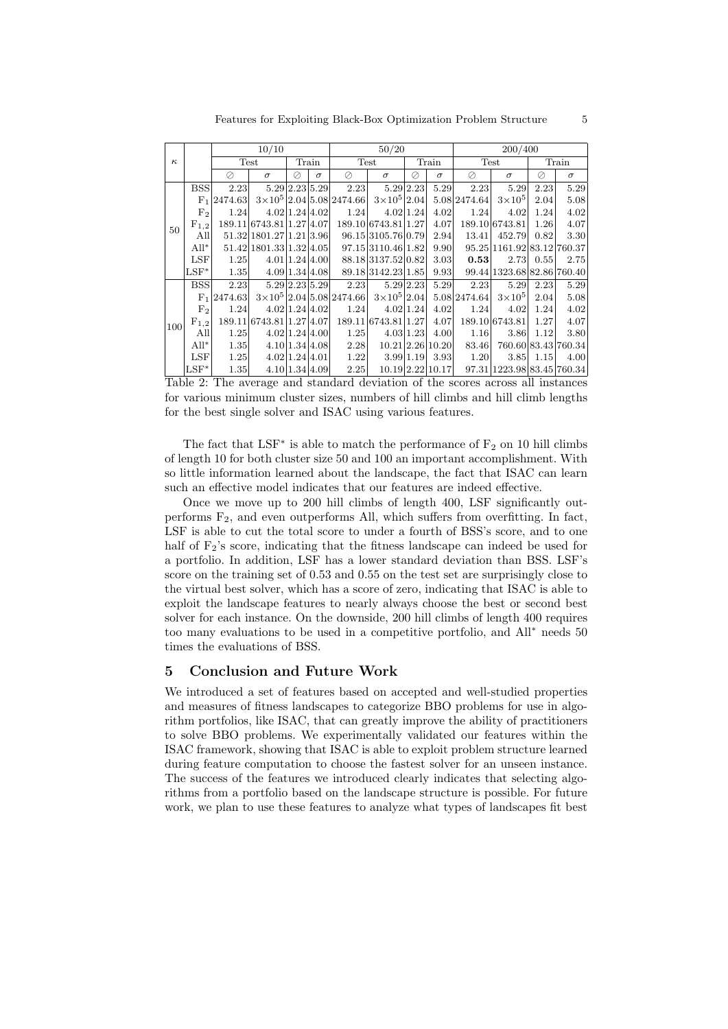| $\kappa$ | | 10/10 | | | | 50/20 | | | | 200/400 | | | |
|---|---|---|---|---|---|---|---|---|---|---|---|---|---|
| | | Test | | Train | | Test | | Train | | Test | | Train | |
| | | ⊘ | $\sigma$ | ⊘ | $\sigma$ | ⊘ | $\sigma$ | ⊘ | $\sigma$ | ⊘ | $\sigma$ | ⊘ | $\sigma$ |
| 50 | BSS | 2.23 | 5.29 | 2.23 | 5.29 | 2.23 | 5.29 | 2.23 | 5.29 | 2.23 | 5.29 | 2.23 | 5.29 |
| | $F_1$ | 2474.63 | $3\times10^5$ | 2.04 | 5.08 | 2474.66 | $3\times10^5$ | 2.04 | 5.08 | 2474.64 | $3\times10^5$ | 2.04 | 5.08 |
| | $F_2$ | 1.24 | 4.02 | 1.24 | 4.02 | 1.24 | 4.02 | 1.24 | 4.02 | 1.24 | 4.02 | 1.24 | 4.02 |
| | $F_{1,2}$ | 189.11 | 6743.81 | 1.27 | 4.07 | 189.10 | 6743.81 | 1.27 | 4.07 | 189.10 | 6743.81 | 1.26 | 4.07 |
| | All | 51.32 | 1801.27 | 1.21 | 3.96 | 96.15 | 3105.76 | 0.79 | 2.94 | 13.41 | 452.79 | 0.82 | 3.30 |
| | All* | 51.42 | 1801.33 | 1.32 | 4.05 | 97.15 | 3110.46 | 1.82 | 9.90 | 95.25 | 1161.92 | 83.12 | 760.37 |
| | LSF | 1.25 | 4.01 | 1.24 | 4.00 | 88.18 | 3137.57 | 0.82 | 3.03 | **0.53** | 2.73 | 0.55 | 2.75 |
| | LSF* | 1.35 | 4.09 | 1.34 | 4.08 | 89.18 | 3142.23 | 1.85 | 9.93 | 99.44 | 1323.68 | 82.86 | 760.40 |
| 100 | BSS | 2.23 | 5.29 | 2.23 | 5.29 | 2.23 | 5.29 | 2.23 | 5.29 | 2.23 | 5.29 | 2.23 | 5.29 |
| | $F_1$ | 2474.63 | $3\times10^5$ | 2.04 | 5.08 | 2474.66 | $3\times10^5$ | 2.04 | 5.08 | 2474.64 | $3\times10^5$ | 2.04 | 5.08 |
| | $F_2$ | 1.24 | 4.02 | 1.24 | 4.02 | 1.24 | 4.02 | 1.24 | 4.02 | 1.24 | 4.02 | 1.24 | 4.02 |
| | $F_{1,2}$ | 189.11 | 6743.81 | 1.27 | 4.07 | 189.11 | 6743.81 | 1.27 | 4.07 | 189.10 | 6743.81 | 1.27 | 4.07 |
| | All | 1.25 | 4.02 | 1.24 | 4.00 | 1.25 | 4.03 | 1.23 | 4.00 | 1.16 | 3.86 | 1.12 | 3.80 |
| | All* | 1.35 | 4.10 | 1.34 | 4.08 | 2.28 | 10.21 | 2.26 | 10.20 | 83.46 | 760.60 | 83.43 | 760.34 |
| | LSF | 1.25 | 4.02 | 1.24 | 4.01 | 1.22 | 3.99 | 1.19 | 3.93 | 1.20 | 3.85 | 1.15 | 4.00 |
| | LSF* | 1.35 | 4.10 | 1.34 | 4.09 | 2.25 | 10.19 | 2.22 | 10.17 | 97.31 | 1223.98 | 83.45 | 760.34 |

Table 2: The average and standard deviation of the scores across all instances for various minimum cluster sizes, numbers of hill climbs and hill climb lengths for the best single solver and ISAC using various features.

The fact that LSF* is able to match the performance of $F_2$ on 10 hill climbs of length 10 for both cluster size 50 and 100 an important accomplishment. With so little information learned about the landscape, the fact that ISAC can learn such an effective model indicates that our features are indeed effective.

Once we move up to 200 hill climbs of length 400, LSF significantly outperforms $F_2$, and even outperforms All, which suffers from overfitting. In fact, LSF is able to cut the total score to under a fourth of BSS's score, and to one half of $F_2$'s score, indicating that the fitness landscape can indeed be used for a portfolio. In addition, LSF has a lower standard deviation than BSS. LSF's score on the training set of 0.53 and 0.55 on the test set are surprisingly close to the virtual best solver, which has a score of zero, indicating that ISAC is able to exploit the landscape features to nearly always choose the best or second best solver for each instance. On the downside, 200 hill climbs of length 400 requires too many evaluations to be used in a competitive portfolio, and All* needs 50 times the evaluations of BSS.

## 5 Conclusion and Future Work

We introduced a set of features based on accepted and well-studied properties and measures of fitness landscapes to categorize BBO problems for use in algorithm portfolios, like ISAC, that can greatly improve the ability of practitioners to solve BBO problems. We experimentally validated our features within the ISAC framework, showing that ISAC is able to exploit problem structure learned during feature computation to choose the fastest solver for an unseen instance. The success of the features we introduced clearly indicates that selecting algorithms from a portfolio based on the landscape structure is possible. For future work, we plan to use these features to analyze what types of landscapes fit best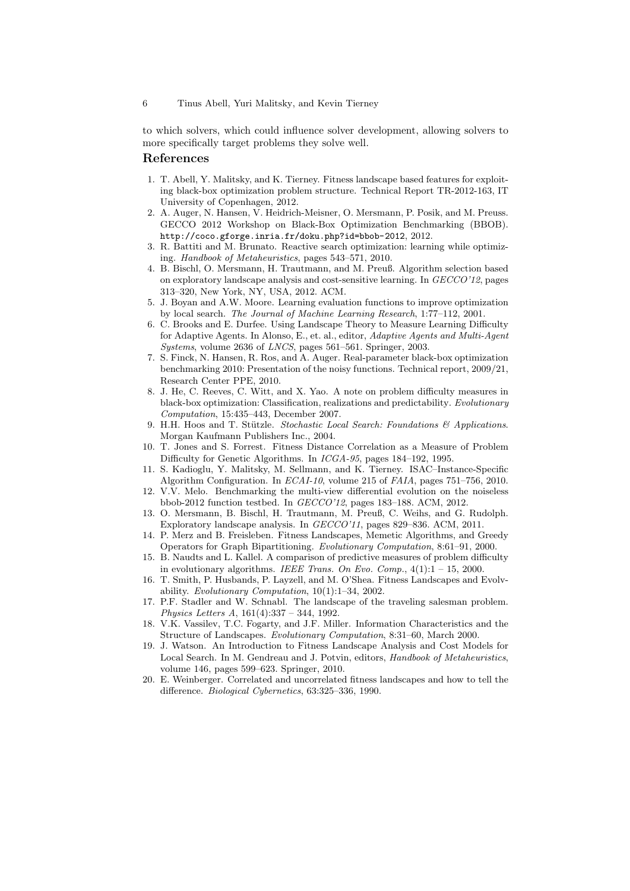to which solvers, which could influence solver development, allowing solvers to more specifically target problems they solve well.

## References

1. T. Abell, Y. Malitsky, and K. Tierney. Fitness landscape based features for exploiting black-box optimization problem structure. Technical Report TR-2012-163, IT University of Copenhagen, 2012.
2. A. Auger, N. Hansen, V. Heidrich-Meisner, O. Mersmann, P. Posik, and M. Preuss. GECCO 2012 Workshop on Black-Box Optimization Benchmarking (BBOB). `http://coco.gforge.inria.fr/doku.php?id=bbob-2012`, 2012.
3. R. Battiti and M. Brunato. Reactive search optimization: learning while optimizing. *Handbook of Metaheuristics*, pages 543–571, 2010.
4. B. Bischl, O. Mersmann, H. Trautmann, and M. Preuß. Algorithm selection based on exploratory landscape analysis and cost-sensitive learning. In *GECCO'12*, pages 313–320, New York, NY, USA, 2012. ACM.
5. J. Boyan and A.W. Moore. Learning evaluation functions to improve optimization by local search. *The Journal of Machine Learning Research*, 1:77–112, 2001.
6. C. Brooks and E. Durfee. Using Landscape Theory to Measure Learning Difficulty for Adaptive Agents. In Alonso, E., et. al., editor, *Adaptive Agents and Multi-Agent Systems*, volume 2636 of *LNCS*, pages 561–561. Springer, 2003.
7. S. Finck, N. Hansen, R. Ros, and A. Auger. Real-parameter black-box optimization benchmarking 2010: Presentation of the noisy functions. Technical report, 2009/21, Research Center PPE, 2010.
8. J. He, C. Reeves, C. Witt, and X. Yao. A note on problem difficulty measures in black-box optimization: Classification, realizations and predictability. *Evolutionary Computation*, 15:435–443, December 2007.
9. H.H. Hoos and T. Stützle. *Stochastic Local Search: Foundations & Applications*. Morgan Kaufmann Publishers Inc., 2004.
10. T. Jones and S. Forrest. Fitness Distance Correlation as a Measure of Problem Difficulty for Genetic Algorithms. In *ICGA-95*, pages 184–192, 1995.
11. S. Kadioglu, Y. Malitsky, M. Sellmann, and K. Tierney. ISAC–Instance-Specific Algorithm Configuration. In *ECAI-10*, volume 215 of *FAIA*, pages 751–756, 2010.
12. V.V. Melo. Benchmarking the multi-view differential evolution on the noiseless bbob-2012 function testbed. In *GECCO'12*, pages 183–188. ACM, 2012.
13. O. Mersmann, B. Bischl, H. Trautmann, M. Preuß, C. Weihs, and G. Rudolph. Exploratory landscape analysis. In *GECCO'11*, pages 829–836. ACM, 2011.
14. P. Merz and B. Freisleben. Fitness Landscapes, Memetic Algorithms, and Greedy Operators for Graph Bipartitioning. *Evolutionary Computation*, 8:61–91, 2000.
15. B. Naudts and L. Kallel. A comparison of predictive measures of problem difficulty in evolutionary algorithms. *IEEE Trans. On Evo. Comp.*, 4(1):1 – 15, 2000.
16. T. Smith, P. Husbands, P. Layzell, and M. O'Shea. Fitness Landscapes and Evolvability. *Evolutionary Computation*, 10(1):1–34, 2002.
17. P.F. Stadler and W. Schnabl. The landscape of the traveling salesman problem. *Physics Letters A*, 161(4):337 – 344, 1992.
18. V.K. Vassilev, T.C. Fogarty, and J.F. Miller. Information Characteristics and the Structure of Landscapes. *Evolutionary Computation*, 8:31–60, March 2000.
19. J. Watson. An Introduction to Fitness Landscape Analysis and Cost Models for Local Search. In M. Gendreau and J. Potvin, editors, *Handbook of Metaheuristics*, volume 146, pages 599–623. Springer, 2010.
20. E. Weinberger. Correlated and uncorrelated fitness landscapes and how to tell the difference. *Biological Cybernetics*, 63:325–336, 1990.